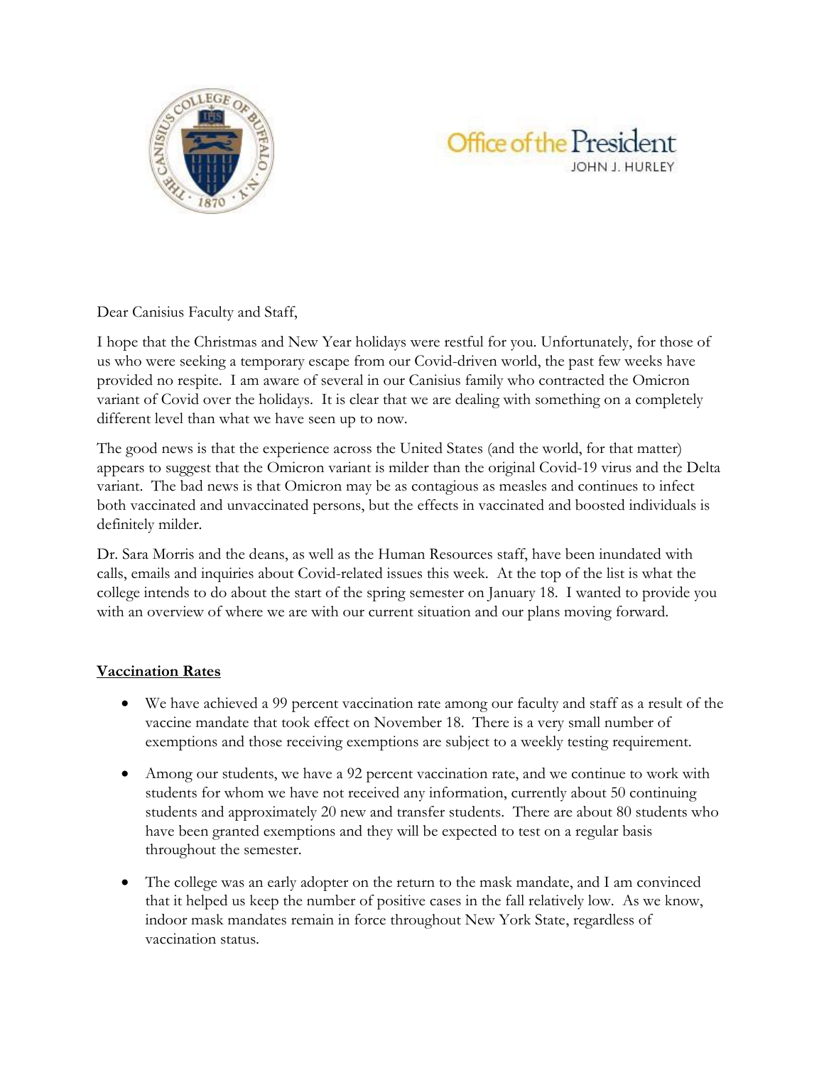Office of the President
JOHN J. HURLEY

Dear Canisius Faculty and Staff,

I hope that the Christmas and New Year holidays were restful for you. Unfortunately, for those of us who were seeking a temporary escape from our Covid-driven world, the past few weeks have provided no respite. I am aware of several in our Canisius family who contracted the Omicron variant of Covid over the holidays. It is clear that we are dealing with something on a completely different level than what we have seen up to now.

The good news is that the experience across the United States (and the world, for that matter) appears to suggest that the Omicron variant is milder than the original Covid-19 virus and the Delta variant. The bad news is that Omicron may be as contagious as measles and continues to infect both vaccinated and unvaccinated persons, but the effects in vaccinated and boosted individuals is definitely milder.

Dr. Sara Morris and the deans, as well as the Human Resources staff, have been inundated with calls, emails and inquiries about Covid-related issues this week. At the top of the list is what the college intends to do about the start of the spring semester on January 18. I wanted to provide you with an overview of where we are with our current situation and our plans moving forward.

**Vaccination Rates**

- We have achieved a 99 percent vaccination rate among our faculty and staff as a result of the vaccine mandate that took effect on November 18. There is a very small number of exemptions and those receiving exemptions are subject to a weekly testing requirement.
- Among our students, we have a 92 percent vaccination rate, and we continue to work with students for whom we have not received any information, currently about 50 continuing students and approximately 20 new and transfer students. There are about 80 students who have been granted exemptions and they will be expected to test on a regular basis throughout the semester.
- The college was an early adopter on the return to the mask mandate, and I am convinced that it helped us keep the number of positive cases in the fall relatively low. As we know, indoor mask mandates remain in force throughout New York State, regardless of vaccination status.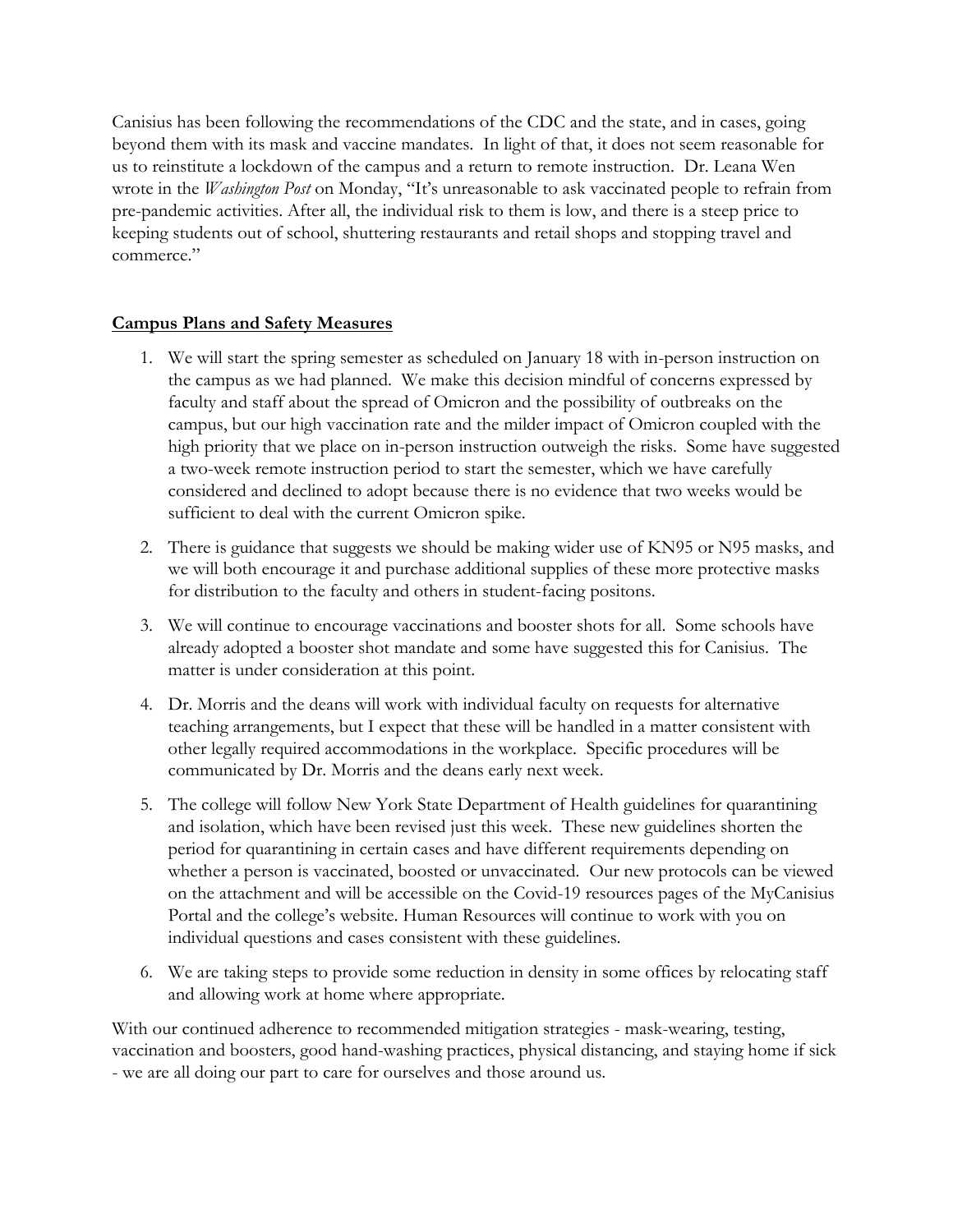Canisius has been following the recommendations of the CDC and the state, and in cases, going beyond them with its mask and vaccine mandates. In light of that, it does not seem reasonable for us to reinstitute a lockdown of the campus and a return to remote instruction. Dr. Leana Wen wrote in the *Washington Post* on Monday, "It's unreasonable to ask vaccinated people to refrain from pre-pandemic activities. After all, the individual risk to them is low, and there is a steep price to keeping students out of school, shuttering restaurants and retail shops and stopping travel and commerce."

**Campus Plans and Safety Measures**

1. We will start the spring semester as scheduled on January 18 with in-person instruction on the campus as we had planned. We make this decision mindful of concerns expressed by faculty and staff about the spread of Omicron and the possibility of outbreaks on the campus, but our high vaccination rate and the milder impact of Omicron coupled with the high priority that we place on in-person instruction outweigh the risks. Some have suggested a two-week remote instruction period to start the semester, which we have carefully considered and declined to adopt because there is no evidence that two weeks would be sufficient to deal with the current Omicron spike.

2. There is guidance that suggests we should be making wider use of KN95 or N95 masks, and we will both encourage it and purchase additional supplies of these more protective masks for distribution to the faculty and others in student-facing positons.

3. We will continue to encourage vaccinations and booster shots for all. Some schools have already adopted a booster shot mandate and some have suggested this for Canisius. The matter is under consideration at this point.

4. Dr. Morris and the deans will work with individual faculty on requests for alternative teaching arrangements, but I expect that these will be handled in a matter consistent with other legally required accommodations in the workplace. Specific procedures will be communicated by Dr. Morris and the deans early next week.

5. The college will follow New York State Department of Health guidelines for quarantining and isolation, which have been revised just this week. These new guidelines shorten the period for quarantining in certain cases and have different requirements depending on whether a person is vaccinated, boosted or unvaccinated. Our new protocols can be viewed on the attachment and will be accessible on the Covid-19 resources pages of the MyCanisius Portal and the college's website. Human Resources will continue to work with you on individual questions and cases consistent with these guidelines.

6. We are taking steps to provide some reduction in density in some offices by relocating staff and allowing work at home where appropriate.

With our continued adherence to recommended mitigation strategies - mask-wearing, testing, vaccination and boosters, good hand-washing practices, physical distancing, and staying home if sick - we are all doing our part to care for ourselves and those around us.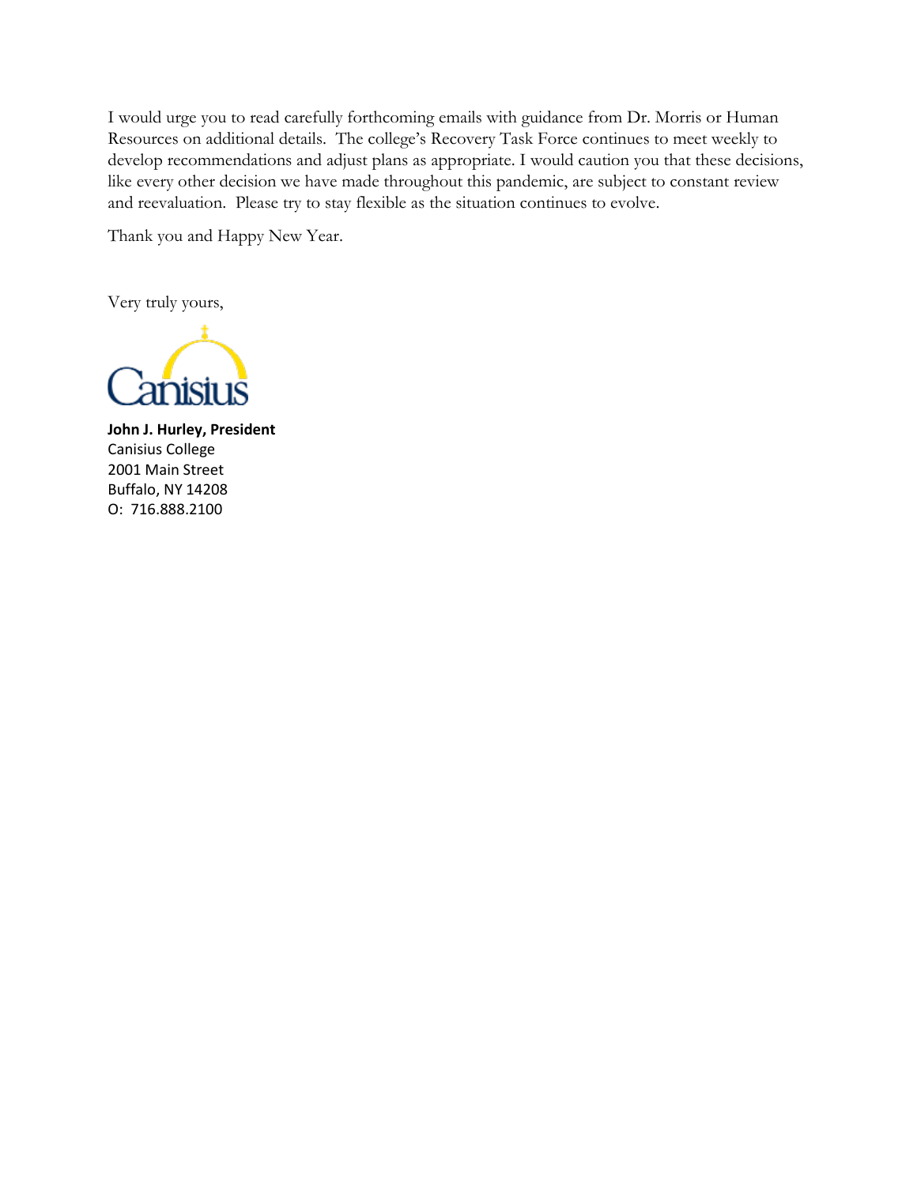I would urge you to read carefully forthcoming emails with guidance from Dr. Morris or Human Resources on additional details. The college's Recovery Task Force continues to meet weekly to develop recommendations and adjust plans as appropriate. I would caution you that these decisions, like every other decision we have made throughout this pandemic, are subject to constant review and reevaluation. Please try to stay flexible as the situation continues to evolve.

Thank you and Happy New Year.

Very truly yours,

Canisius

**John J. Hurley, President**
Canisius College
2001 Main Street
Buffalo, NY 14208
O: 716.888.2100